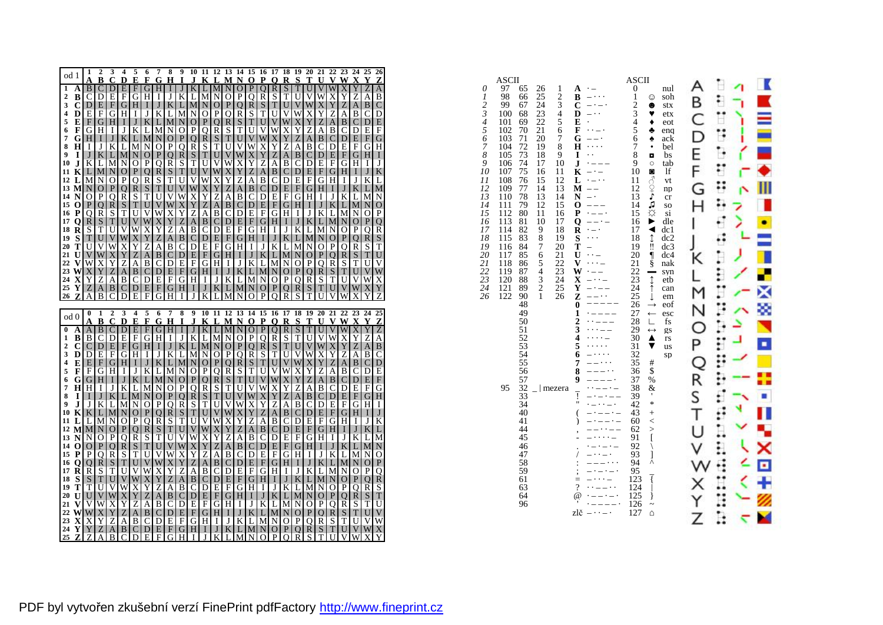| od 1 | 1 A | 2 B | 3 C | 4 D | 5 E | 6 F | 7 G | 8 H | 9 I | 10 J | 11 K | 12 L | 13 M | 14 N | 15 O | 16 P | 17 Q | 18 R | 19 S | 20 T | 21 U | 22 V | 23 W | 24 X | 25 Y | 26 Z |
|---|---|---|---|---|---|---|---|---|---|---|---|---|---|---|---|---|---|---|---|---|---|---|---|---|---|---|
| 1 A | B | C | D | E | F | G | H | I | J | K | L | M | N | O | P | Q | R | S | T | U | V | W | X | Y | Z | A |
| 2 B | C | D | E | F | G | H | I | J | K | L | M | N | O | P | Q | R | S | T | U | V | W | X | Y | Z | A | B |
| 3 C | D | E | F | G | H | I | J | K | L | M | N | O | P | Q | R | S | T | U | V | W | X | Y | Z | A | B | C |
| 4 D | E | F | G | H | I | J | K | L | M | N | O | P | Q | R | S | T | U | V | W | X | Y | Z | A | B | C | D |
| 5 E | F | G | H | I | J | K | L | M | N | O | P | Q | R | S | T | U | V | W | X | Y | Z | A | B | C | D | E |
| 6 F | G | H | I | J | K | L | M | N | O | P | Q | R | S | T | U | V | W | X | Y | Z | A | B | C | D | E | F |
| 7 G | H | I | J | K | L | M | N | O | P | Q | R | S | T | U | V | W | X | Y | Z | A | B | C | D | E | F | G |
| 8 H | I | J | K | L | M | N | O | P | Q | R | S | T | U | V | W | X | Y | Z | A | B | C | D | E | F | G | H |
| 9 I | J | K | L | M | N | O | P | Q | R | S | T | U | V | W | X | Y | Z | A | B | C | D | E | F | G | H | I |
| 10 J | K | L | M | N | O | P | Q | R | S | T | U | V | W | X | Y | Z | A | B | C | D | E | F | G | H | I | J |
| 11 K | L | M | N | O | P | Q | R | S | T | U | V | W | X | Y | Z | A | B | C | D | E | F | G | H | I | J | K |
| 12 L | M | N | O | P | Q | R | S | T | U | V | W | X | Y | Z | A | B | C | D | E | F | G | H | I | J | K | L |
| 13 M | N | O | P | Q | R | S | T | U | V | W | X | Y | Z | A | B | C | D | E | F | G | H | I | J | K | L | M |
| 14 N | O | P | Q | R | S | T | U | V | W | X | Y | Z | A | B | C | D | E | F | G | H | I | J | K | L | M | N |
| 15 O | P | Q | R | S | T | U | V | W | X | Y | Z | A | B | C | D | E | F | G | H | I | J | K | L | M | N | O |
| 16 P | Q | R | S | T | U | V | W | X | Y | Z | A | B | C | D | E | F | G | H | I | J | K | L | M | N | O | P |
| 17 Q | R | S | T | U | V | W | X | Y | Z | A | B | C | D | E | F | G | H | I | J | K | L | M | N | O | P | Q |
| 18 R | S | T | U | V | W | X | Y | Z | A | B | C | D | E | F | G | H | I | J | K | L | M | N | O | P | Q | R |
| 19 S | T | U | V | W | X | Y | Z | A | B | C | D | E | F | G | H | I | J | K | L | M | N | O | P | Q | R | S |
| 20 T | U | V | W | X | Y | Z | A | B | C | D | E | F | G | H | I | J | K | L | M | N | O | P | Q | R | S | T |
| 21 U | V | W | X | Y | Z | A | B | C | D | E | F | G | H | I | J | K | L | M | N | O | P | Q | R | S | T | U |
| 22 V | W | X | Y | Z | A | B | C | D | E | F | G | H | I | J | K | L | M | N | O | P | Q | R | S | T | U | V |
| 23 W | X | Y | Z | A | B | C | D | E | F | G | H | I | J | K | L | M | N | O | P | Q | R | S | T | U | V | W |
| 24 X | Y | Z | A | B | C | D | E | F | G | H | I | J | K | L | M | N | O | P | Q | R | S | T | U | V | W | X |
| 25 Y | Z | A | B | C | D | E | F | G | H | I | J | K | L | M | N | O | P | Q | R | S | T | U | V | W | X | Y |
| 26 Z | A | B | C | D | E | F | G | H | I | J | K | L | M | N | O | P | Q | R | S | T | U | V | W | X | Y | Z |

| od 0 | 0 A | 1 B | 2 C | 3 D | 4 E | 5 F | 6 G | 7 H | 8 I | 9 J | 10 K | 11 L | 12 M | 13 N | 14 O | 15 P | 16 Q | 17 R | 18 S | 19 T | 20 U | 21 V | 22 W | 23 X | 24 Y | 25 Z |
|---|---|---|---|---|---|---|---|---|---|---|---|---|---|---|---|---|---|---|---|---|---|---|---|---|---|---|
| 0 A | A | B | C | D | E | F | G | H | I | J | K | L | M | N | O | P | Q | R | S | T | U | V | W | X | Y | Z |
| 1 B | B | C | D | E | F | G | H | I | J | K | L | M | N | O | P | Q | R | S | T | U | V | W | X | Y | Z | A |
| 2 C | C | D | E | F | G | H | I | J | K | L | M | N | O | P | Q | R | S | T | U | V | W | X | Y | Z | A | B |
| 3 D | D | E | F | G | H | I | J | K | L | M | N | O | P | Q | R | S | T | U | V | W | X | Y | Z | A | B | C |
| 4 E | E | F | G | H | I | J | K | L | M | N | O | P | Q | R | S | T | U | V | W | X | Y | Z | A | B | C | D |
| 5 F | F | G | H | I | J | K | L | M | N | O | P | Q | R | S | T | U | V | W | X | Y | Z | A | B | C | D | E |
| 6 G | G | H | I | J | K | L | M | N | O | P | Q | R | S | T | U | V | W | X | Y | Z | A | B | C | D | E | F |
| 7 H | H | I | J | K | L | M | N | O | P | Q | R | S | T | U | V | W | X | Y | Z | A | B | C | D | E | F | G |
| 8 I | I | J | K | L | M | N | O | P | Q | R | S | T | U | V | W | X | Y | Z | A | B | C | D | E | F | G | H |
| 9 J | J | K | L | M | N | O | P | Q | R | S | T | U | V | W | X | Y | Z | A | B | C | D | E | F | G | H | I |
| 10 K | K | L | M | N | O | P | Q | R | S | T | U | V | W | X | Y | Z | A | B | C | D | E | F | G | H | I | J |
| 11 L | L | M | N | O | P | Q | R | S | T | U | V | W | X | Y | Z | A | B | C | D | E | F | G | H | I | J | K |
| 12 M | M | N | O | P | Q | R | S | T | U | V | W | X | Y | Z | A | B | C | D | E | F | G | H | I | J | K | L |
| 13 N | N | O | P | Q | R | S | T | U | V | W | X | Y | Z | A | B | C | D | E | F | G | H | I | J | K | L | M |
| 14 O | O | P | Q | R | S | T | U | V | W | X | Y | Z | A | B | C | D | E | F | G | H | I | J | K | L | M | N |
| 15 P | P | Q | R | S | T | U | V | W | X | Y | Z | A | B | C | D | E | F | G | H | I | J | K | L | M | N | O |
| 16 Q | Q | R | S | T | U | V | W | X | Y | Z | A | B | C | D | E | F | G | H | I | J | K | L | M | N | O | P |
| 17 R | R | S | T | U | V | W | X | Y | Z | A | B | C | D | E | F | G | H | I | J | K | L | M | N | O | P | Q |
| 18 S | S | T | U | V | W | X | Y | Z | A | B | C | D | E | F | G | H | I | J | K | L | M | N | O | P | Q | R |
| 19 T | T | U | V | W | X | Y | Z | A | B | C | D | E | F | G | H | I | J | K | L | M | N | O | P | Q | R | S |
| 20 U | U | V | W | X | Y | Z | A | B | C | D | E | F | G | H | I | J | K | L | M | N | O | P | Q | R | S | T |
| 21 V | V | W | X | Y | Z | A | B | C | D | E | F | G | H | I | J | K | L | M | N | O | P | Q | R | S | T | U |
| 22 W | W | X | Y | Z | A | B | C | D | E | F | G | H | I | J | K | L | M | N | O | P | Q | R | S | T | U | V |
| 23 X | X | Y | Z | A | B | C | D | E | F | G | H | I | J | K | L | M | N | O | P | Q | R | S | T | U | V | W |
| 24 Y | Y | Z | A | B | C | D | E | F | G | H | I | J | K | L | M | N | O | P | Q | R | S | T | U | V | W | X |
| 25 Z | Z | A | B | C | D | E | F | G | H | I | J | K | L | M | N | O | P | Q | R | S | T | U | V | W | X | Y |

| | ASCII | | | | | |
|---|---|---|---|---|---|---|
| *0* | 97 | 65 | 26 | 1 | **A** | ·– |
| *1* | 98 | 66 | 25 | 2 | **B** | –··· |
| *2* | 99 | 67 | 24 | 3 | **C** | –·–· |
| *3* | 100 | 68 | 23 | 4 | **D** | –·· |
| *4* | 101 | 69 | 22 | 5 | **E** | · |
| *5* | 102 | 70 | 21 | 6 | **F** | ··–· |
| *6* | 103 | 71 | 20 | 7 | **G** | ––· |
| *7* | 104 | 72 | 19 | 8 | **H** | ···· |
| *8* | 105 | 73 | 18 | 9 | **I** | ·· |
| *9* | 106 | 74 | 17 | 10 | **J** | ·––– |
| *10* | 107 | 75 | 16 | 11 | **K** | –·– |
| *11* | 108 | 76 | 15 | 12 | **L** | ·–·· |
| *12* | 109 | 77 | 14 | 13 | **M** | –– |
| *13* | 110 | 78 | 13 | 14 | **N** | –· |
| *14* | 111 | 79 | 12 | 15 | **O** | ––– |
| *15* | 112 | 80 | 11 | 16 | **P** | ·––· |
| *16* | 113 | 81 | 10 | 17 | **Q** | ––·– |
| *17* | 114 | 82 | 9 | 18 | **R** | ·–· |
| *18* | 115 | 83 | 8 | 19 | **S** | ··· |
| *19* | 116 | 84 | 7 | 20 | **T** | – |
| *20* | 117 | 85 | 6 | 21 | **U** | ··– |
| *21* | 118 | 86 | 5 | 22 | **V** | ···– |
| *22* | 119 | 87 | 4 | 23 | **W** | ·–– |
| *23* | 120 | 88 | 3 | 24 | **X** | –··– |
| *24* | 121 | 89 | 2 | 25 | **Y** | –·–– |
| *25* | 122 | 90 | 1 | 26 | **Z** | ––·· |
| | | 48 | | | **0** | ––––– |
| | | 49 | | | **1** | ·–––– |
| | | 50 | | | **2** | ··––– |
| | | 51 | | | **3** | ···–– |
| | | 52 | | | **4** | ····– |
| | | 53 | | | **5** | ····· |
| | | 54 | | | **6** | –···· |
| | | 55 | | | **7** | ––··· |
| | | 56 | | | **8** | –––·· |
| | | 57 | | | **9** | ––––· |
| | 95 | 32 | _ \| mezera | | _ | ··––·– |
| | | 33 | | | ! | –·–·–– |
| | | 34 | | | " | ·–··–· |
| | | 40 | | | ( | –·––· |
| | | 41 | | | ) | –·––·– |
| | | 44 | | | , | ––··–– |
| | | 45 | | | - | –····– |
| | | 46 | | | . | ·–·–·– |
| | | 47 | | | / | –··–· |
| | | 58 | | | : | –––··· |
| | | 59 | | | ; | –·–·–· |
| | | 61 | | | = | –···– |
| | | 63 | | | ? | ··––·· |
| | | 64 | | | @ | ·––·–· |
| | | 96 | | | ' | ·––––· |
| | | | | | zlč | –···–· |

| ASCII | | |
|---|---|---|
| 0 | | nul |
| 1 | ☺ | soh |
| 2 | ☻ | stx |
| 3 | ♥ | etx |
| 4 | ♦ | eot |
| 5 | ♣ | enq |
| 6 | ♠ | ack |
| 7 | • | bel |
| 8 | ◘ | bs |
| 9 | ○ | tab |
| 10 | ◙ | lf |
| 11 | ♂ | vt |
| 12 | ♀ | np |
| 13 | ♪ | cr |
| 14 | ♫ | so |
| 15 | ☼ | si |
| 16 | ► | dle |
| 17 | ◄ | dc1 |
| 18 | ↕ | dc2 |
| 19 | ‼ | dc3 |
| 20 | ¶ | dc4 |
| 21 | § | nak |
| 22 | ▬ | syn |
| 23 | ↨ | etb |
| 24 | ↑ | can |
| 25 | ↓ | em |
| 26 | → | eof |
| 27 | ← | esc |
| 28 | ∟ | fs |
| 29 | ↔ | gs |
| 30 | ▲ | rs |
| 31 | ▼ | us |
| 32 | | sp |
| 35 | # | |
| 36 | $ | |
| 37 | % | |
| 38 | & | |
| 39 | ' | |
| 42 | * | |
| 43 | + | |
| 60 | < | |
| 62 | > | |
| 91 | [ | |
| 92 | \ | |
| 93 | ] | |
| 94 | ^ | |
| 95 | _ | |
| 123 | { | |
| 124 | \| | |
| 125 | } | |
| 126 | ~ | |
| 127 | ⌂ | |

A B C D E F G H I J K L M N O P Q R S T U V W X Y Z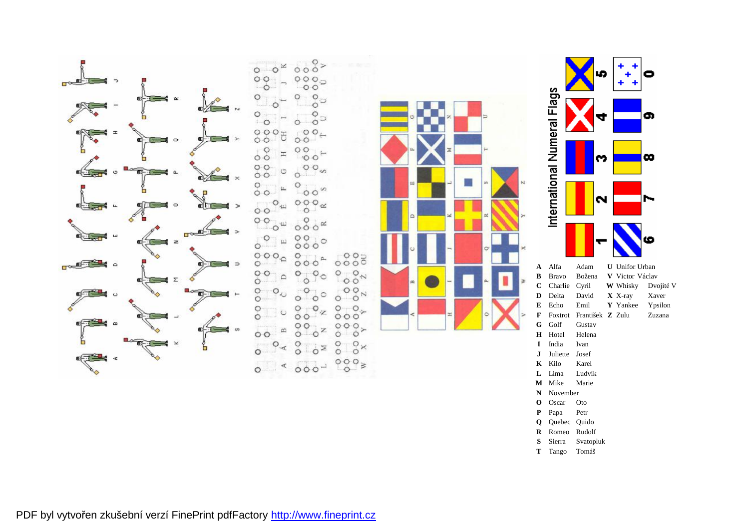## International Numeral Flags

| | | | | |
|---|---|---|---|---|
| **A** | Alfa | Adam | | |
| **B** | Bravo | Božena | | |
| **C** | Charlie | Cyril | | |
| **D** | Delta | David | | |
| **E** | Echo | Emil | | |
| **F** | Foxtrot | František | | |
| **G** | Golf | Gustav | | |
| **H** | Hotel | Helena | | |
| **I** | India | Ivan | | |
| **J** | Juliette | Josef | | |
| **K** | Kilo | Karel | | |
| **L** | Lima | Ludvík | | |
| **M** | Mike | Marie | | |
| **N** | November | | | |
| **O** | Oscar | Oto | | |
| **P** | Papa | Petr | | |
| **Q** | Quebec | Quido | | |
| **R** | Romeo | Rudolf | | |
| **S** | Sierra | Svatopluk | | |
| **T** | Tango | Tomáš | | |
| **U** | Unifor | Urban | | |
| **V** | Victor | Václav | | |
| **W** | Whisky | | Dvojité V | |
| **X** | X-ray | Xaver | | |
| **Y** | Yankee | | Ypsilon | |
| **Z** | Zulu | | Zuzana | |